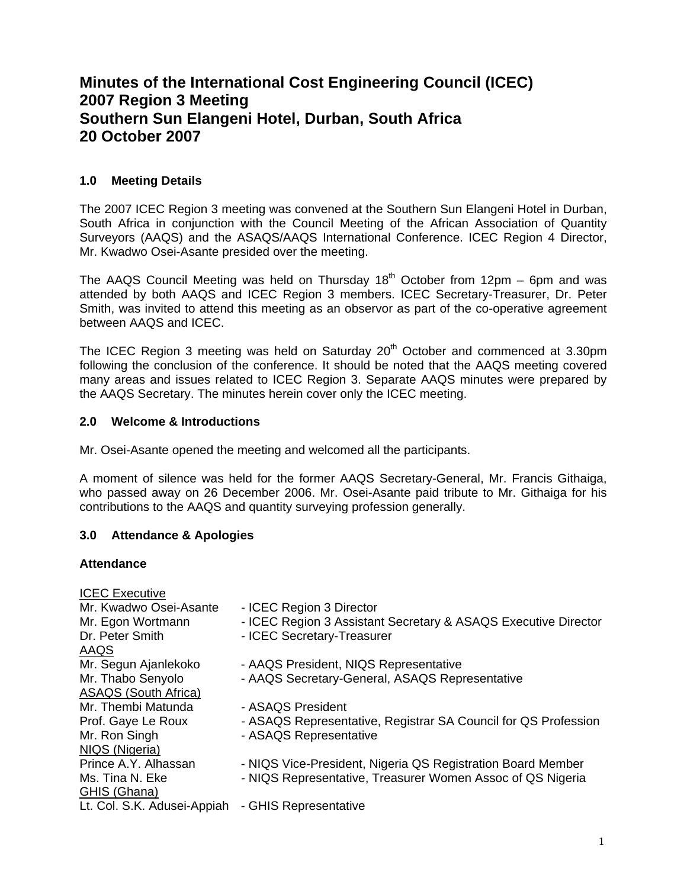# Minutes of the International Cost Engineering Council (ICEC) 2007 Region 3 Meeting Southern Sun Elangeni Hotel, Durban, South Africa 20 October 2007

### 1.0 Meeting Details

The 2007 ICEC Region 3 meeting was convened at the Southern Sun Elangeni Hotel in Durban, South Africa in conjunction with the Council Meeting of the African Association of Quantity Surveyors (AAQS) and the ASAQS/AAQS International Conference. ICEC Region 4 Director, Mr. Kwadwo Osei-Asante presided over the meeting.

The AAQS Council Meeting was held on Thursday 18th October from 12pm – 6pm and was attended by both AAQS and ICEC Region 3 members. ICEC Secretary-Treasurer, Dr. Peter Smith, was invited to attend this meeting as an observor as part of the co-operative agreement between AAQS and ICEC.

The ICEC Region 3 meeting was held on Saturday 20th October and commenced at 3.30pm following the conclusion of the conference. It should be noted that the AAQS meeting covered many areas and issues related to ICEC Region 3. Separate AAQS minutes were prepared by the AAQS Secretary. The minutes herein cover only the ICEC meeting.

### 2.0 Welcome & Introductions

Mr. Osei-Asante opened the meeting and welcomed all the participants.

A moment of silence was held for the former AAQS Secretary-General, Mr. Francis Githaiga, who passed away on 26 December 2006. Mr. Osei-Asante paid tribute to Mr. Githaiga for his contributions to the AAQS and quantity surveying profession generally.

### 3.0 Attendance & Apologies

**Attendance**

ICEC Executive
Mr. Kwadwo Osei-Asante - ICEC Region 3 Director
Mr. Egon Wortmann - ICEC Region 3 Assistant Secretary & ASAQS Executive Director
Dr. Peter Smith - ICEC Secretary-Treasurer

AAQS
Mr. Segun Ajanlekoko - AAQS President, NIQS Representative
Mr. Thabo Senyolo - AAQS Secretary-General, ASAQS Representative

ASAQS (South Africa)
Mr. Thembi Matunda - ASAQS President
Prof. Gaye Le Roux - ASAQS Representative, Registrar SA Council for QS Profession
Mr. Ron Singh - ASAQS Representative

NIQS (Nigeria)
Prince A.Y. Alhassan - NIQS Vice-President, Nigeria QS Registration Board Member
Ms. Tina N. Eke - NIQS Representative, Treasurer Women Assoc of QS Nigeria

GHIS (Ghana)
Lt. Col. S.K. Adusei-Appiah - GHIS Representative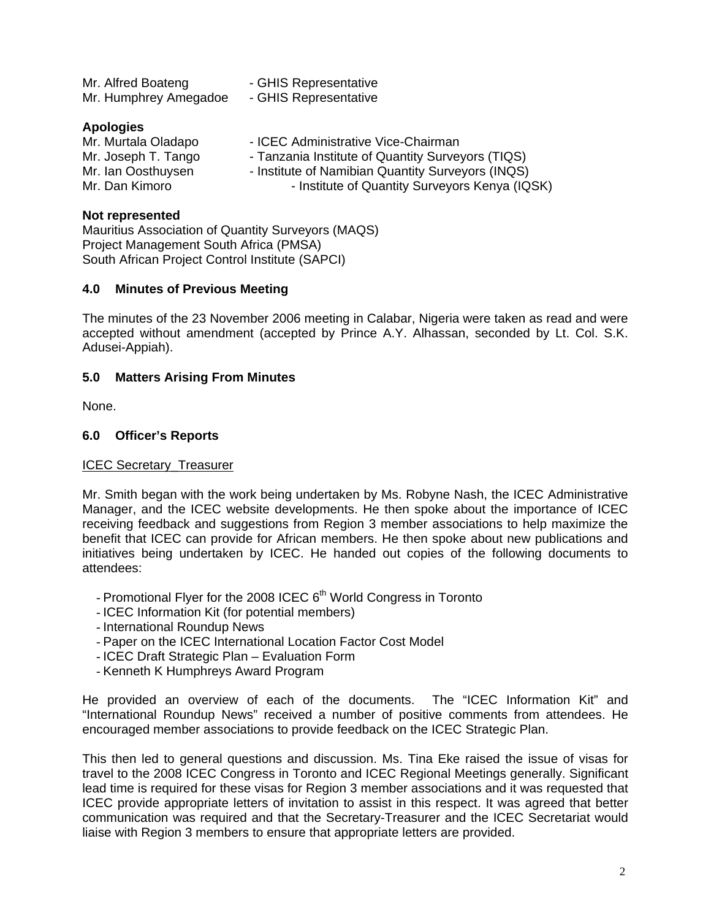Mr. Alfred Boateng - GHIS Representative
Mr. Humphrey Amegadoe - GHIS Representative

**Apologies**

Mr. Murtala Oladapo - ICEC Administrative Vice-Chairman
Mr. Joseph T. Tango - Tanzania Institute of Quantity Surveyors (TIQS)
Mr. Ian Oosthuysen - Institute of Namibian Quantity Surveyors (INQS)
Mr. Dan Kimoro - Institute of Quantity Surveyors Kenya (IQSK)

**Not represented**

Mauritius Association of Quantity Surveyors (MAQS)
Project Management South Africa (PMSA)
South African Project Control Institute (SAPCI)

### 4.0 Minutes of Previous Meeting

The minutes of the 23 November 2006 meeting in Calabar, Nigeria were taken as read and were accepted without amendment (accepted by Prince A.Y. Alhassan, seconded by Lt. Col. S.K. Adusei-Appiah).

### 5.0 Matters Arising From Minutes

None.

### 6.0 Officer's Reports

ICEC Secretary Treasurer

Mr. Smith began with the work being undertaken by Ms. Robyne Nash, the ICEC Administrative Manager, and the ICEC website developments. He then spoke about the importance of ICEC receiving feedback and suggestions from Region 3 member associations to help maximize the benefit that ICEC can provide for African members. He then spoke about new publications and initiatives being undertaken by ICEC. He handed out copies of the following documents to attendees:

- Promotional Flyer for the 2008 ICEC 6th World Congress in Toronto
- ICEC Information Kit (for potential members)
- International Roundup News
- Paper on the ICEC International Location Factor Cost Model
- ICEC Draft Strategic Plan – Evaluation Form
- Kenneth K Humphreys Award Program

He provided an overview of each of the documents. The "ICEC Information Kit" and "International Roundup News" received a number of positive comments from attendees. He encouraged member associations to provide feedback on the ICEC Strategic Plan.

This then led to general questions and discussion. Ms. Tina Eke raised the issue of visas for travel to the 2008 ICEC Congress in Toronto and ICEC Regional Meetings generally. Significant lead time is required for these visas for Region 3 member associations and it was requested that ICEC provide appropriate letters of invitation to assist in this respect. It was agreed that better communication was required and that the Secretary-Treasurer and the ICEC Secretariat would liaise with Region 3 members to ensure that appropriate letters are provided.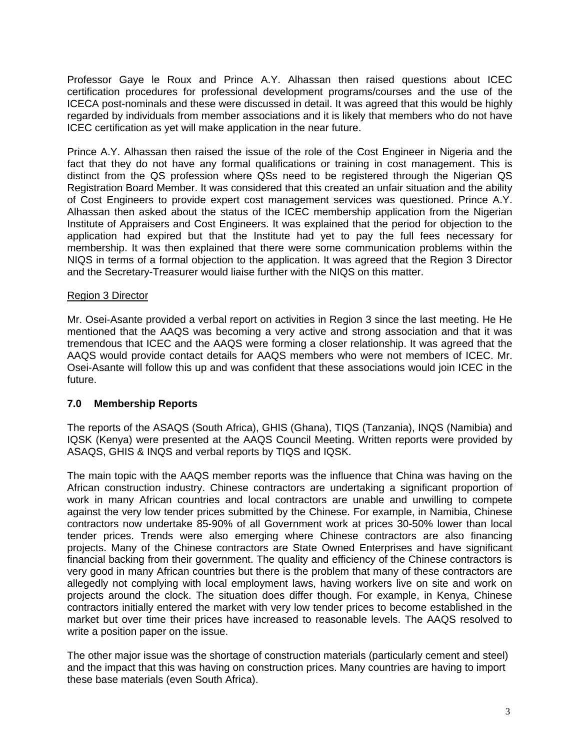Professor Gaye le Roux and Prince A.Y. Alhassan then raised questions about ICEC certification procedures for professional development programs/courses and the use of the ICECA post-nominals and these were discussed in detail. It was agreed that this would be highly regarded by individuals from member associations and it is likely that members who do not have ICEC certification as yet will make application in the near future.

Prince A.Y. Alhassan then raised the issue of the role of the Cost Engineer in Nigeria and the fact that they do not have any formal qualifications or training in cost management. This is distinct from the QS profession where QSs need to be registered through the Nigerian QS Registration Board Member. It was considered that this created an unfair situation and the ability of Cost Engineers to provide expert cost management services was questioned. Prince A.Y. Alhassan then asked about the status of the ICEC membership application from the Nigerian Institute of Appraisers and Cost Engineers. It was explained that the period for objection to the application had expired but that the Institute had yet to pay the full fees necessary for membership. It was then explained that there were some communication problems within the NIQS in terms of a formal objection to the application. It was agreed that the Region 3 Director and the Secretary-Treasurer would liaise further with the NIQS on this matter.

<u>Region 3 Director</u>

Mr. Osei-Asante provided a verbal report on activities in Region 3 since the last meeting. He He mentioned that the AAQS was becoming a very active and strong association and that it was tremendous that ICEC and the AAQS were forming a closer relationship. It was agreed that the AAQS would provide contact details for AAQS members who were not members of ICEC. Mr. Osei-Asante will follow this up and was confident that these associations would join ICEC in the future.

## 7.0 Membership Reports

The reports of the ASAQS (South Africa), GHIS (Ghana), TIQS (Tanzania), INQS (Namibia) and IQSK (Kenya) were presented at the AAQS Council Meeting. Written reports were provided by ASAQS, GHIS & INQS and verbal reports by TIQS and IQSK.

The main topic with the AAQS member reports was the influence that China was having on the African construction industry. Chinese contractors are undertaking a significant proportion of work in many African countries and local contractors are unable and unwilling to compete against the very low tender prices submitted by the Chinese. For example, in Namibia, Chinese contractors now undertake 85-90% of all Government work at prices 30-50% lower than local tender prices. Trends were also emerging where Chinese contractors are also financing projects. Many of the Chinese contractors are State Owned Enterprises and have significant financial backing from their government. The quality and efficiency of the Chinese contractors is very good in many African countries but there is the problem that many of these contractors are allegedly not complying with local employment laws, having workers live on site and work on projects around the clock. The situation does differ though. For example, in Kenya, Chinese contractors initially entered the market with very low tender prices to become established in the market but over time their prices have increased to reasonable levels. The AAQS resolved to write a position paper on the issue.

The other major issue was the shortage of construction materials (particularly cement and steel) and the impact that this was having on construction prices. Many countries are having to import these base materials (even South Africa).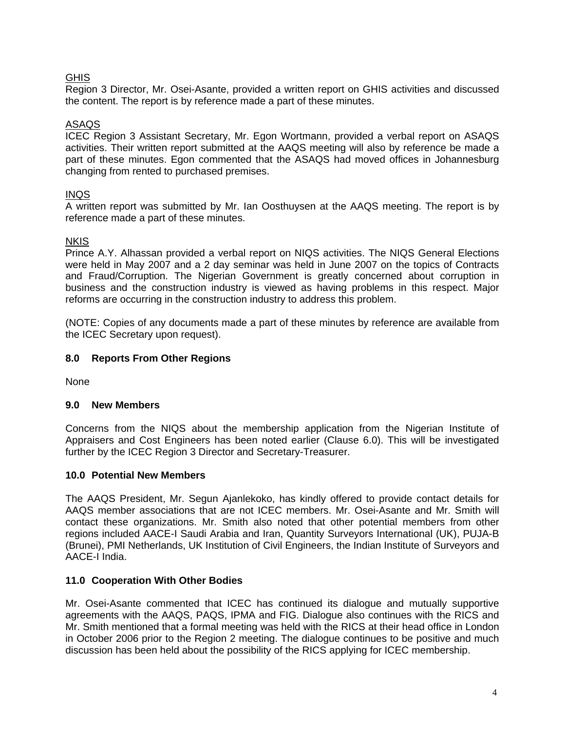<u>GHIS</u>
Region 3 Director, Mr. Osei-Asante, provided a written report on GHIS activities and discussed the content. The report is by reference made a part of these minutes.

<u>ASAQS</u>
ICEC Region 3 Assistant Secretary, Mr. Egon Wortmann, provided a verbal report on ASAQS activities. Their written report submitted at the AAQS meeting will also by reference be made a part of these minutes. Egon commented that the ASAQS had moved offices in Johannesburg changing from rented to purchased premises.

<u>INQS</u>
A written report was submitted by Mr. Ian Oosthuysen at the AAQS meeting. The report is by reference made a part of these minutes.

<u>NKIS</u>
Prince A.Y. Alhassan provided a verbal report on NIQS activities. The NIQS General Elections were held in May 2007 and a 2 day seminar was held in June 2007 on the topics of Contracts and Fraud/Corruption. The Nigerian Government is greatly concerned about corruption in business and the construction industry is viewed as having problems in this respect. Major reforms are occurring in the construction industry to address this problem.

(NOTE: Copies of any documents made a part of these minutes by reference are available from the ICEC Secretary upon request).

## 8.0 Reports From Other Regions

None

## 9.0 New Members

Concerns from the NIQS about the membership application from the Nigerian Institute of Appraisers and Cost Engineers has been noted earlier (Clause 6.0). This will be investigated further by the ICEC Region 3 Director and Secretary-Treasurer.

## 10.0 Potential New Members

The AAQS President, Mr. Segun Ajanlekoko, has kindly offered to provide contact details for AAQS member associations that are not ICEC members. Mr. Osei-Asante and Mr. Smith will contact these organizations. Mr. Smith also noted that other potential members from other regions included AACE-I Saudi Arabia and Iran, Quantity Surveyors International (UK), PUJA-B (Brunei), PMI Netherlands, UK Institution of Civil Engineers, the Indian Institute of Surveyors and AACE-I India.

## 11.0 Cooperation With Other Bodies

Mr. Osei-Asante commented that ICEC has continued its dialogue and mutually supportive agreements with the AAQS, PAQS, IPMA and FIG. Dialogue also continues with the RICS and Mr. Smith mentioned that a formal meeting was held with the RICS at their head office in London in October 2006 prior to the Region 2 meeting. The dialogue continues to be positive and much discussion has been held about the possibility of the RICS applying for ICEC membership.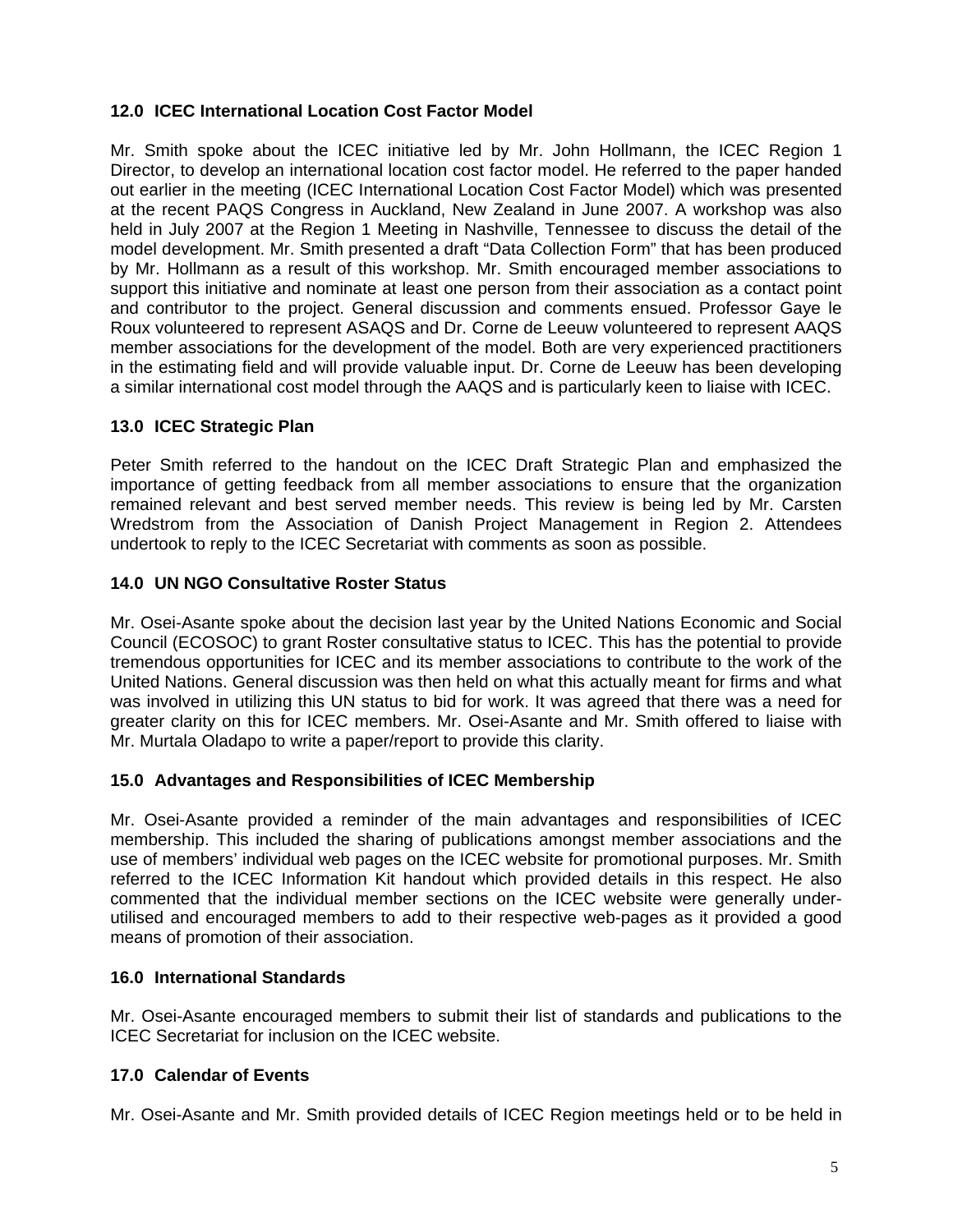### 12.0 ICEC International Location Cost Factor Model

Mr. Smith spoke about the ICEC initiative led by Mr. John Hollmann, the ICEC Region 1 Director, to develop an international location cost factor model. He referred to the paper handed out earlier in the meeting (ICEC International Location Cost Factor Model) which was presented at the recent PAQS Congress in Auckland, New Zealand in June 2007. A workshop was also held in July 2007 at the Region 1 Meeting in Nashville, Tennessee to discuss the detail of the model development. Mr. Smith presented a draft "Data Collection Form" that has been produced by Mr. Hollmann as a result of this workshop. Mr. Smith encouraged member associations to support this initiative and nominate at least one person from their association as a contact point and contributor to the project. General discussion and comments ensued. Professor Gaye le Roux volunteered to represent ASAQS and Dr. Corne de Leeuw volunteered to represent AAQS member associations for the development of the model. Both are very experienced practitioners in the estimating field and will provide valuable input. Dr. Corne de Leeuw has been developing a similar international cost model through the AAQS and is particularly keen to liaise with ICEC.

### 13.0 ICEC Strategic Plan

Peter Smith referred to the handout on the ICEC Draft Strategic Plan and emphasized the importance of getting feedback from all member associations to ensure that the organization remained relevant and best served member needs. This review is being led by Mr. Carsten Wredstrom from the Association of Danish Project Management in Region 2. Attendees undertook to reply to the ICEC Secretariat with comments as soon as possible.

### 14.0 UN NGO Consultative Roster Status

Mr. Osei-Asante spoke about the decision last year by the United Nations Economic and Social Council (ECOSOC) to grant Roster consultative status to ICEC. This has the potential to provide tremendous opportunities for ICEC and its member associations to contribute to the work of the United Nations. General discussion was then held on what this actually meant for firms and what was involved in utilizing this UN status to bid for work. It was agreed that there was a need for greater clarity on this for ICEC members. Mr. Osei-Asante and Mr. Smith offered to liaise with Mr. Murtala Oladapo to write a paper/report to provide this clarity.

### 15.0 Advantages and Responsibilities of ICEC Membership

Mr. Osei-Asante provided a reminder of the main advantages and responsibilities of ICEC membership. This included the sharing of publications amongst member associations and the use of members' individual web pages on the ICEC website for promotional purposes. Mr. Smith referred to the ICEC Information Kit handout which provided details in this respect. He also commented that the individual member sections on the ICEC website were generally under-utilised and encouraged members to add to their respective web-pages as it provided a good means of promotion of their association.

### 16.0 International Standards

Mr. Osei-Asante encouraged members to submit their list of standards and publications to the ICEC Secretariat for inclusion on the ICEC website.

### 17.0 Calendar of Events

Mr. Osei-Asante and Mr. Smith provided details of ICEC Region meetings held or to be held in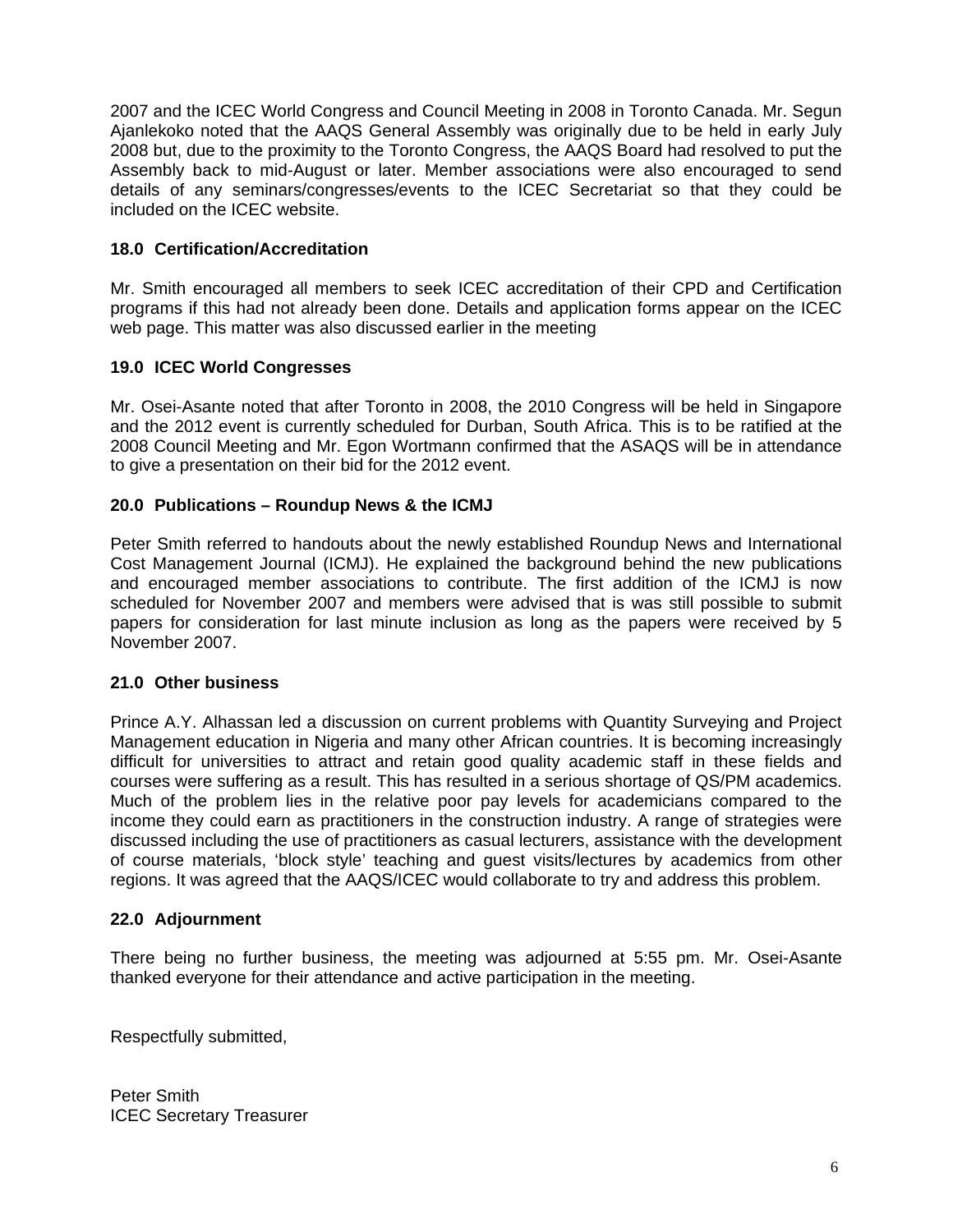2007 and the ICEC World Congress and Council Meeting in 2008 in Toronto Canada. Mr. Segun Ajanlekoko noted that the AAQS General Assembly was originally due to be held in early July 2008 but, due to the proximity to the Toronto Congress, the AAQS Board had resolved to put the Assembly back to mid-August or later. Member associations were also encouraged to send details of any seminars/congresses/events to the ICEC Secretariat so that they could be included on the ICEC website.

### 18.0 Certification/Accreditation

Mr. Smith encouraged all members to seek ICEC accreditation of their CPD and Certification programs if this had not already been done. Details and application forms appear on the ICEC web page. This matter was also discussed earlier in the meeting

### 19.0 ICEC World Congresses

Mr. Osei-Asante noted that after Toronto in 2008, the 2010 Congress will be held in Singapore and the 2012 event is currently scheduled for Durban, South Africa. This is to be ratified at the 2008 Council Meeting and Mr. Egon Wortmann confirmed that the ASAQS will be in attendance to give a presentation on their bid for the 2012 event.

### 20.0 Publications – Roundup News & the ICMJ

Peter Smith referred to handouts about the newly established Roundup News and International Cost Management Journal (ICMJ). He explained the background behind the new publications and encouraged member associations to contribute. The first addition of the ICMJ is now scheduled for November 2007 and members were advised that is was still possible to submit papers for consideration for last minute inclusion as long as the papers were received by 5 November 2007.

### 21.0 Other business

Prince A.Y. Alhassan led a discussion on current problems with Quantity Surveying and Project Management education in Nigeria and many other African countries. It is becoming increasingly difficult for universities to attract and retain good quality academic staff in these fields and courses were suffering as a result. This has resulted in a serious shortage of QS/PM academics. Much of the problem lies in the relative poor pay levels for academicians compared to the income they could earn as practitioners in the construction industry. A range of strategies were discussed including the use of practitioners as casual lecturers, assistance with the development of course materials, 'block style' teaching and guest visits/lectures by academics from other regions. It was agreed that the AAQS/ICEC would collaborate to try and address this problem.

### 22.0 Adjournment

There being no further business, the meeting was adjourned at 5:55 pm. Mr. Osei-Asante thanked everyone for their attendance and active participation in the meeting.

Respectfully submitted,

Peter Smith
ICEC Secretary Treasurer